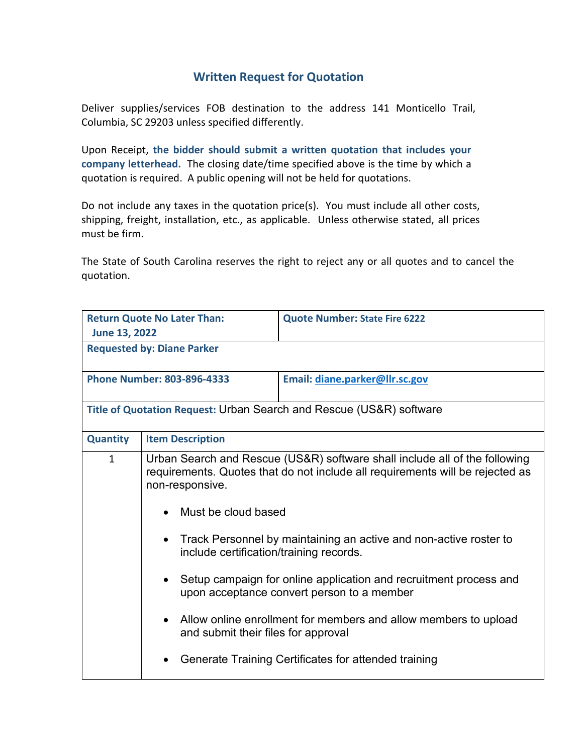# Written Request for Quotation

Deliver supplies/services FOB destination to the address 141 Monticello Trail, Columbia, SC 29203 unless specified differently.

Upon Receipt, **the bidder should submit a written quotation that includes your company letterhead.** The closing date/time specified above is the time by which a quotation is required. A public opening will not be held for quotations.

Do not include any taxes in the quotation price(s). You must include all other costs, shipping, freight, installation, etc., as applicable. Unless otherwise stated, all prices must be firm.

The State of South Carolina reserves the right to reject any or all quotes and to cancel the quotation.

| **Return Quote No Later Than:** June 13, 2022 | **Quote Number:** State Fire 6222 |
|---|---|
| **Requested by: Diane Parker** | |
| **Phone Number: 803-896-4333** | **Email:** diane.parker@llr.sc.gov |
| **Title of Quotation Request:** Urban Search and Rescue (US&R) software | |

| **Quantity** | **Item Description** |
|---|---|
| 1 | Urban Search and Rescue (US&R) software shall include all of the following requirements. Quotes that do not include all requirements will be rejected as non-responsive.<br><br>• Must be cloud based<br><br>• Track Personnel by maintaining an active and non-active roster to include certification/training records.<br><br>• Setup campaign for online application and recruitment process and upon acceptance convert person to a member<br><br>• Allow online enrollment for members and allow members to upload and submit their files for approval<br><br>• Generate Training Certificates for attended training |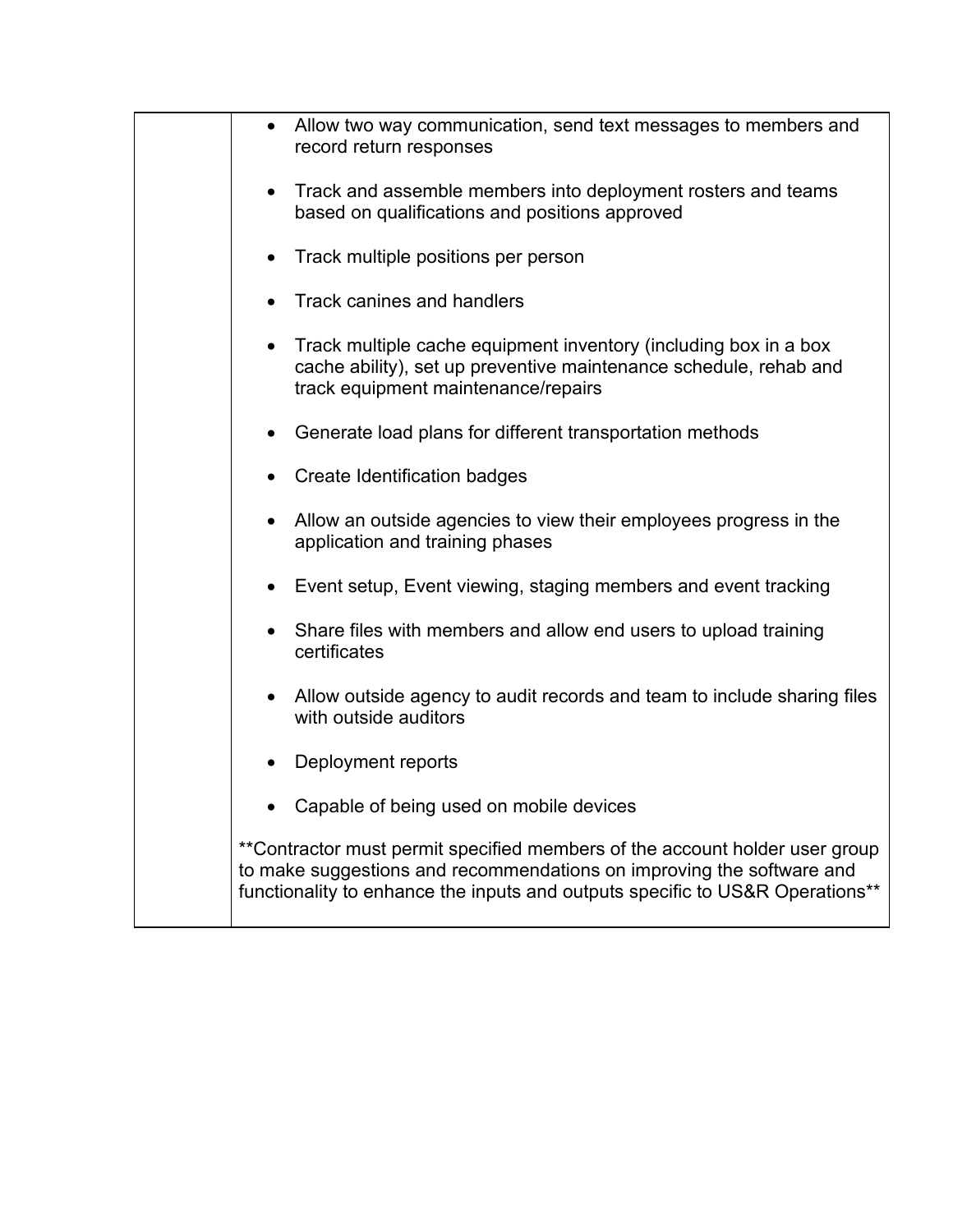| | |
|---|---|
| | • Allow two way communication, send text messages to members and record return responses<br><br>• Track and assemble members into deployment rosters and teams based on qualifications and positions approved<br><br>• Track multiple positions per person<br><br>• Track canines and handlers<br><br>• Track multiple cache equipment inventory (including box in a box cache ability), set up preventive maintenance schedule, rehab and track equipment maintenance/repairs<br><br>• Generate load plans for different transportation methods<br><br>• Create Identification badges<br><br>• Allow an outside agencies to view their employees progress in the application and training phases<br><br>• Event setup, Event viewing, staging members and event tracking<br><br>• Share files with members and allow end users to upload training certificates<br><br>• Allow outside agency to audit records and team to include sharing files with outside auditors<br><br>• Deployment reports<br><br>• Capable of being used on mobile devices<br><br>**Contractor must permit specified members of the account holder user group to make suggestions and recommendations on improving the software and functionality to enhance the inputs and outputs specific to US&R Operations** |